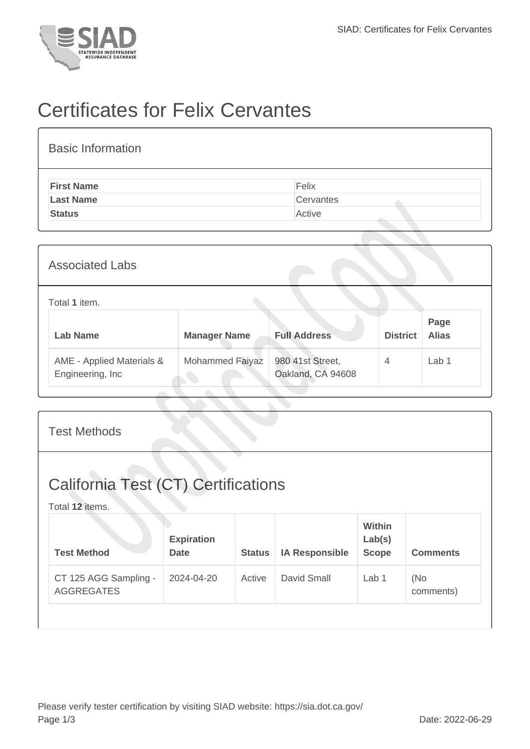# Certificates for Felix Cervantes

## Basic Information

| | |
|---|---|
| **First Name** | Felix |
| **Last Name** | Cervantes |
| **Status** | Active |

## Associated Labs

Total **1** item.

| Lab Name | Manager Name | Full Address | District | Page Alias |
|---|---|---|---|---|
| AME - Applied Materials & Engineering, Inc | Mohammed Faiyaz | 980 41st Street, Oakland, CA 94608 | 4 | Lab 1 |

## Test Methods

## California Test (CT) Certifications

Total **12** items.

| Test Method | Expiration Date | Status | IA Responsible | Within Lab(s) Scope | Comments |
|---|---|---|---|---|---|
| CT 125 AGG Sampling - AGGREGATES | 2024-04-20 | Active | David Small | Lab 1 | (No comments) |

Please verify tester certification by visiting SIAD website: https://sia.dot.ca.gov/

Date: 2022-06-29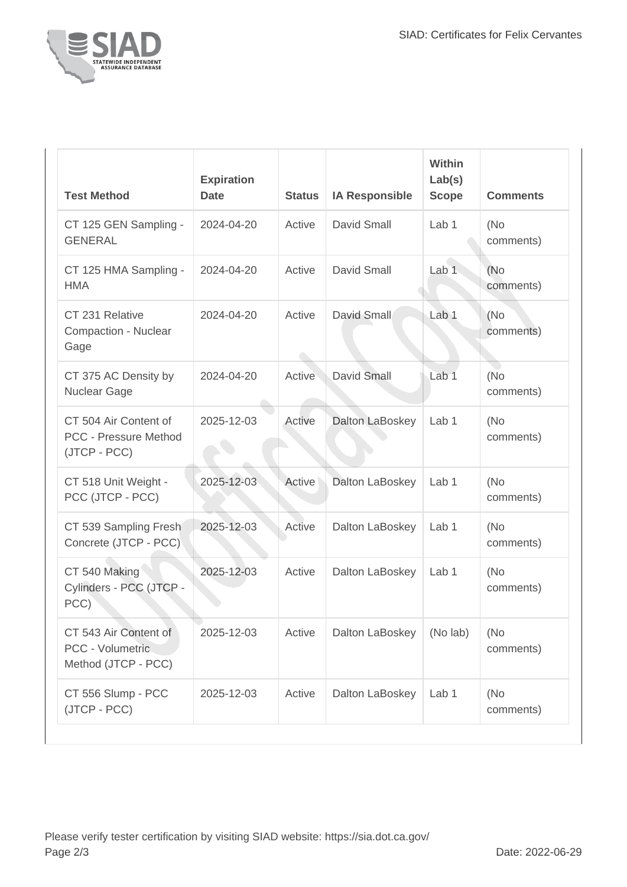| Test Method | Expiration Date | Status | IA Responsible | Within Lab(s) Scope | Comments |
| --- | --- | --- | --- | --- | --- |
| CT 125 GEN Sampling - GENERAL | 2024-04-20 | Active | David Small | Lab 1 | (No comments) |
| CT 125 HMA Sampling - HMA | 2024-04-20 | Active | David Small | Lab 1 | (No comments) |
| CT 231 Relative Compaction - Nuclear Gage | 2024-04-20 | Active | David Small | Lab 1 | (No comments) |
| CT 375 AC Density by Nuclear Gage | 2024-04-20 | Active | David Small | Lab 1 | (No comments) |
| CT 504 Air Content of PCC - Pressure Method (JTCP - PCC) | 2025-12-03 | Active | Dalton LaBoskey | Lab 1 | (No comments) |
| CT 518 Unit Weight - PCC (JTCP - PCC) | 2025-12-03 | Active | Dalton LaBoskey | Lab 1 | (No comments) |
| CT 539 Sampling Fresh Concrete (JTCP - PCC) | 2025-12-03 | Active | Dalton LaBoskey | Lab 1 | (No comments) |
| CT 540 Making Cylinders - PCC (JTCP - PCC) | 2025-12-03 | Active | Dalton LaBoskey | Lab 1 | (No comments) |
| CT 543 Air Content of PCC - Volumetric Method (JTCP - PCC) | 2025-12-03 | Active | Dalton LaBoskey | (No lab) | (No comments) |
| CT 556 Slump - PCC (JTCP - PCC) | 2025-12-03 | Active | Dalton LaBoskey | Lab 1 | (No comments) |

Please verify tester certification by visiting SIAD website: https://sia.dot.ca.gov/

Date: 2022-06-29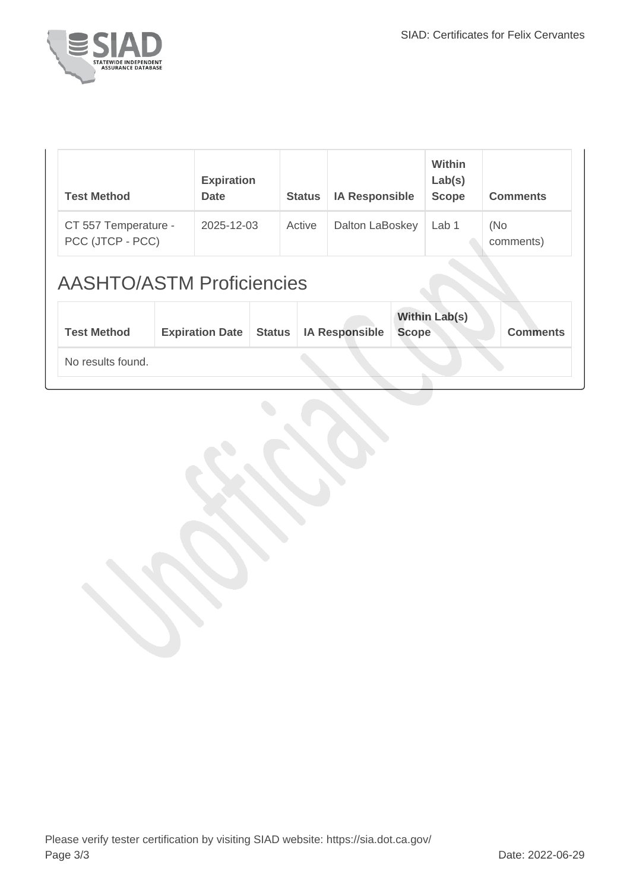| Test Method | Expiration Date | Status | IA Responsible | Within Lab(s) Scope | Comments |
| --- | --- | --- | --- | --- | --- |
| CT 557 Temperature - PCC (JTCP - PCC) | 2025-12-03 | Active | Dalton LaBoskey | Lab 1 | (No comments) |

## AASHTO/ASTM Proficiencies

| Test Method | Expiration Date | Status | IA Responsible | Within Lab(s) Scope | Comments |
| --- | --- | --- | --- | --- | --- |
| No results found. | | | | | |

Please verify tester certification by visiting SIAD website: https://sia.dot.ca.gov/

Date: 2022-06-29